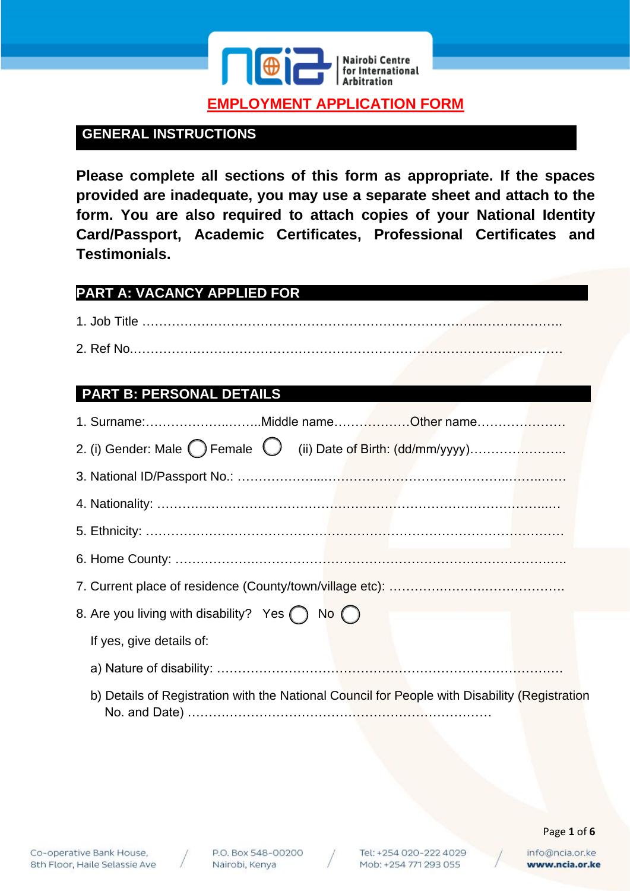Nairobi Centre for International Arbitration

# EMPLOYMENT APPLICATION FORM

## GENERAL INSTRUCTIONS

**Please complete all sections of this form as appropriate. If the spaces provided are inadequate, you may use a separate sheet and attach to the form. You are also required to attach copies of your National Identity Card/Passport, Academic Certificates, Professional Certificates and Testimonials.**

## PART A: VACANCY APPLIED FOR

1. Job Title ……………………………………………………………………………..………………..
2. Ref No.…………………………………………………………………………………...…………

## PART B: PERSONAL DETAILS

1. Surname:……………………..……..Middle name………………Other name…………………
2. (i) Gender: Male ◯ Female ◯ (ii) Date of Birth: (dd/mm/yyyy)…………………..
3. National ID/Passport No.: ………………....……………………………………..……..……
4. Nationality: ……….…………………………….…………………………………………..…
5. Ethnicity: ………………………………………………………………………………………
6. Home County: ………………..…………….……………………………………………….……..
7. Current place of residence (County/town/village etc): ……………..…………….…………….
8. Are you living with disability? Yes ◯ No ◯

   If yes, give details of:

   a) Nature of disability: ………………………………………………………………………….

   b) Details of Registration with the National Council for People with Disability (Registration No. and Date) ………………………………………………………………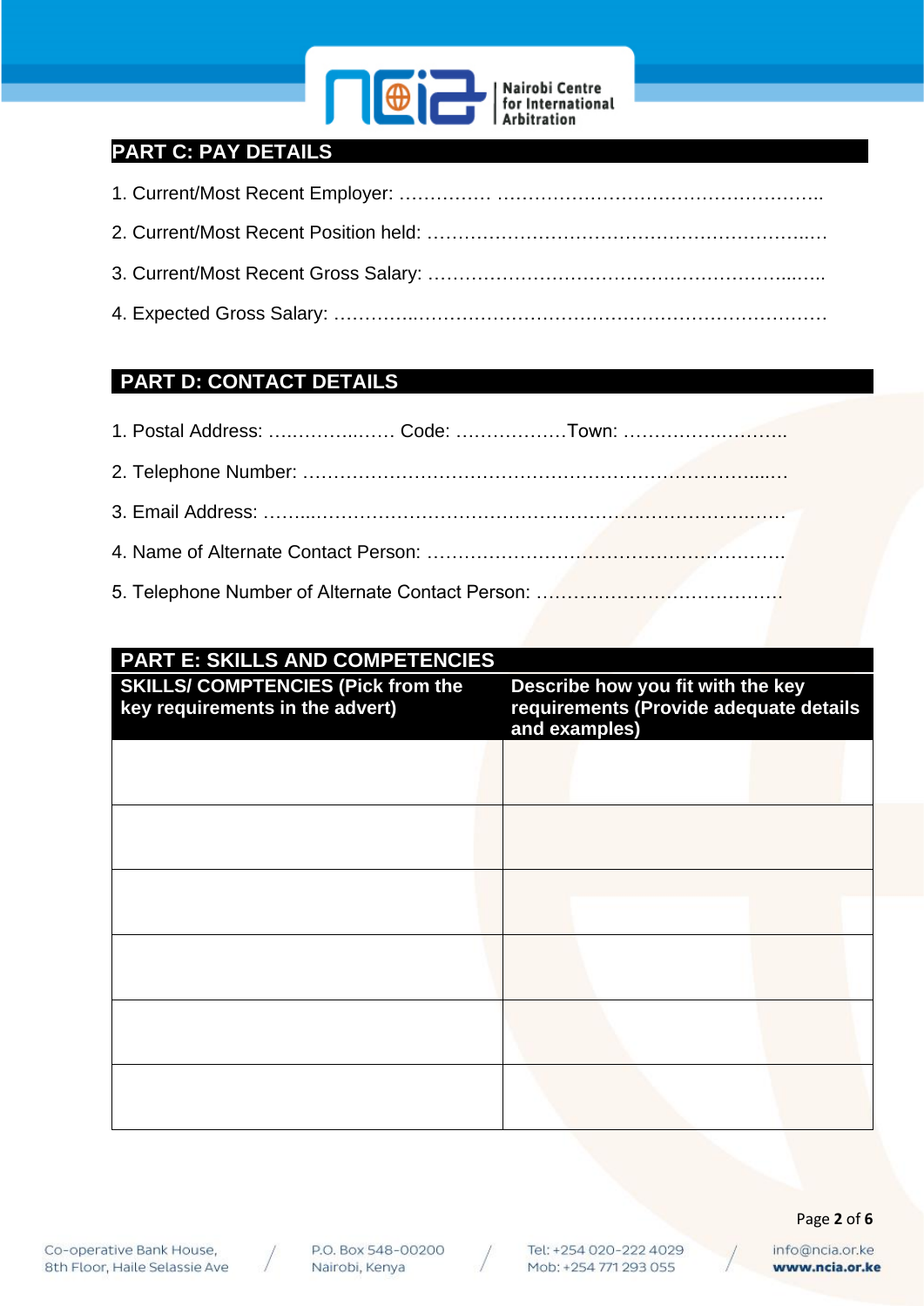## PART C: PAY DETAILS

1. Current/Most Recent Employer: …………… ……………………………………………..
2. Current/Most Recent Position held: ………………………………………………….…
3. Current/Most Recent Gross Salary: …………………………………………………....…..
4. Expected Gross Salary: …………..…………………………………………………………

## PART D: CONTACT DETAILS

1. Postal Address: ….……….…… Code: ………………Town: ………….…………..
2. Telephone Number: ……………………………………………………………....…
3. Email Address: ……...……………………………………………………….……
4. Name of Alternate Contact Person: …………………………….…………………….
5. Telephone Number of Alternate Contact Person: ………………………………….

## PART E: SKILLS AND COMPETENCIES

| SKILLS/ COMPTENCIES (Pick from the key requirements in the advert) | Describe how you fit with the key requirements (Provide adequate details and examples) |
|---|---|
| | |
| | |
| | |
| | |
| | |
| | |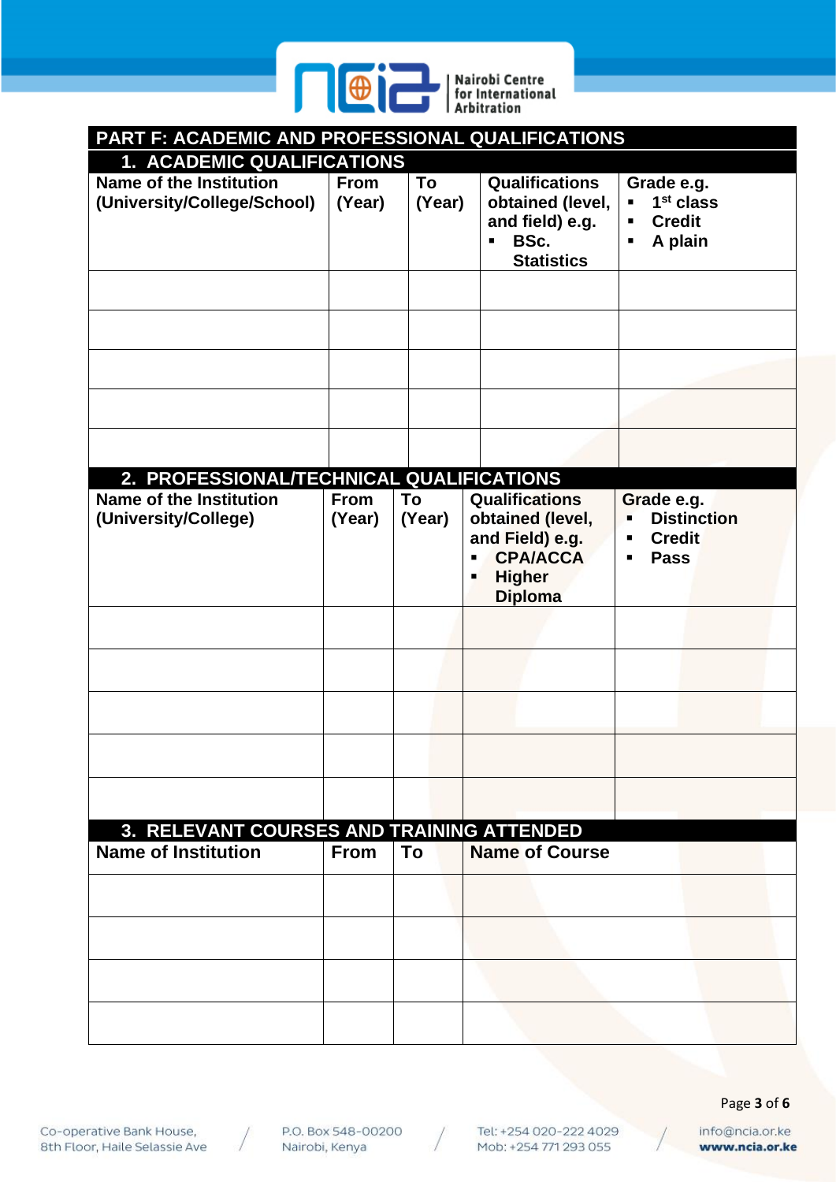## PART F: ACADEMIC AND PROFESSIONAL QUALIFICATIONS

### 1. ACADEMIC QUALIFICATIONS

| Name of the Institution (University/College/School) | From (Year) | To (Year) | Qualifications obtained (level, and field) e.g. ▪ BSc. Statistics | Grade e.g. ▪ 1st class ▪ Credit ▪ A plain |
|---|---|---|---|---|
| | | | | |
| | | | | |
| | | | | |
| | | | | |
| | | | | |

### 2. PROFESSIONAL/TECHNICAL QUALIFICATIONS

| Name of the Institution (University/College) | From (Year) | To (Year) | Qualifications obtained (level, and Field) e.g. ▪ CPA/ACCA ▪ Higher Diploma | Grade e.g. ▪ Distinction ▪ Credit ▪ Pass |
|---|---|---|---|---|
| | | | | |
| | | | | |
| | | | | |
| | | | | |
| | | | | |

### 3. RELEVANT COURSES AND TRAINING ATTENDED

| Name of Institution | From | To | Name of Course |
|---|---|---|---|
| | | | |
| | | | |
| | | | |
| | | | |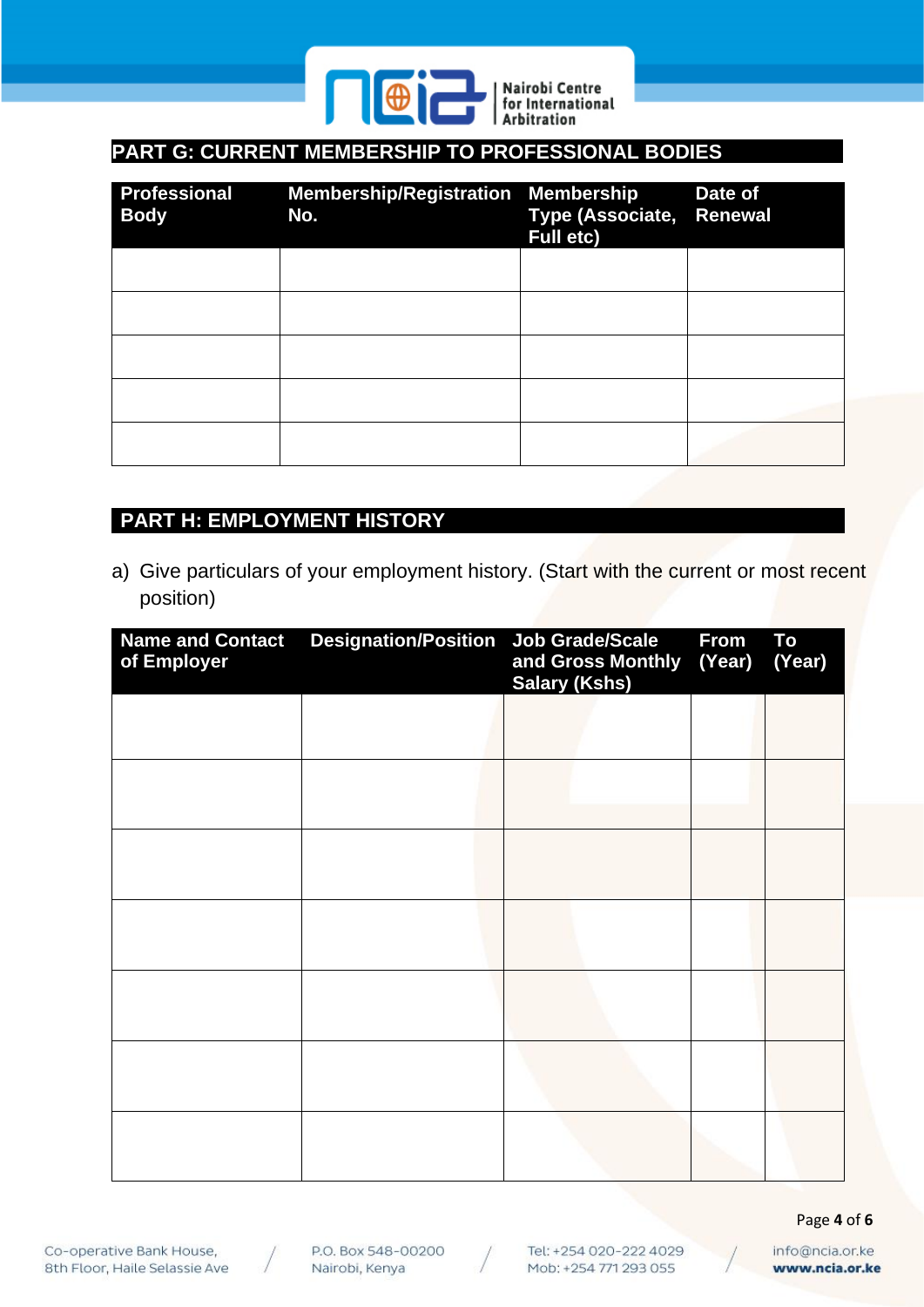## PART G: CURRENT MEMBERSHIP TO PROFESSIONAL BODIES

| Professional Body | Membership/Registration No. | Membership Type (Associate, Full etc) | Date of Renewal |
|---|---|---|---|
| | | | |
| | | | |
| | | | |
| | | | |
| | | | |

## PART H: EMPLOYMENT HISTORY

a) Give particulars of your employment history. (Start with the current or most recent position)

| Name and Contact of Employer | Designation/Position | Job Grade/Scale and Gross Monthly Salary (Kshs) | From (Year) | To (Year) |
|---|---|---|---|---|
| | | | | |
| | | | | |
| | | | | |
| | | | | |
| | | | | |
| | | | | |
| | | | | |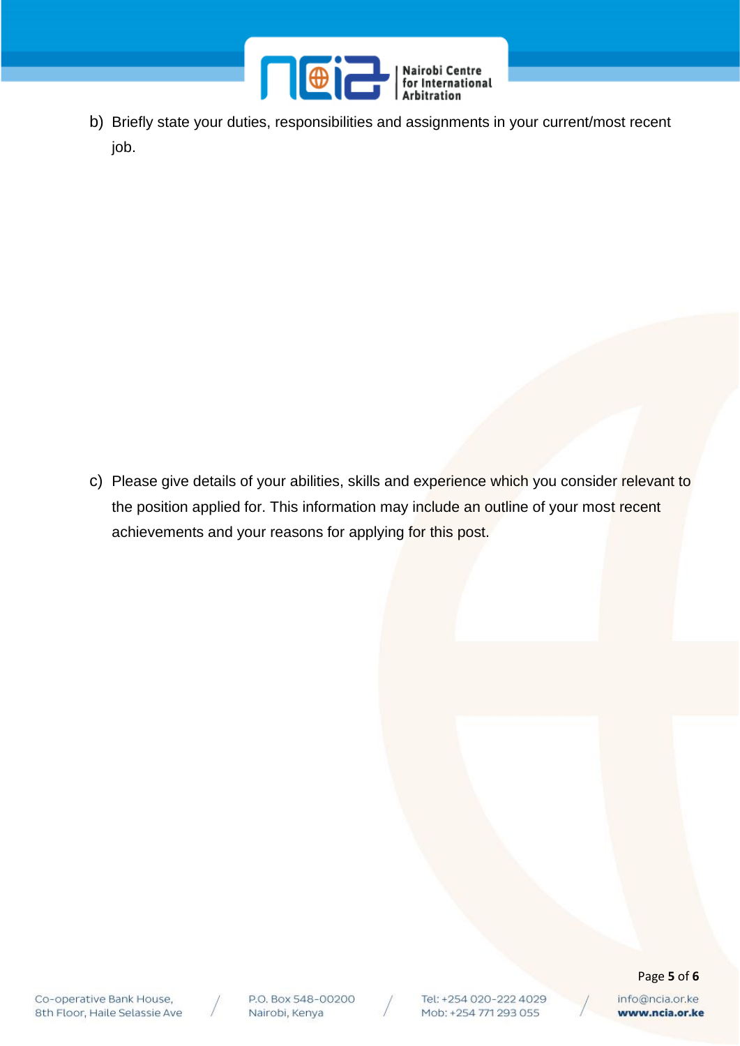b) Briefly state your duties, responsibilities and assignments in your current/most recent job.

c) Please give details of your abilities, skills and experience which you consider relevant to the position applied for. This information may include an outline of your most recent achievements and your reasons for applying for this post.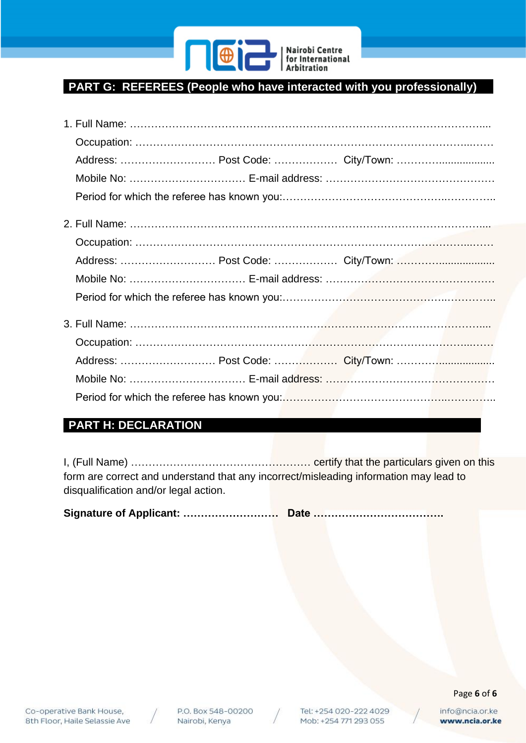## PART G: REFEREES (People who have interacted with you professionally)

1. Full Name: ……………………………………………………………………………………….....
   Occupation: ………………………………………………………………………………...……
   Address: ……………………… Post Code: ……………… City/Town: …………..................
   Mobile No: …………………………… E-mail address: …………………………………………
   Period for which the referee has known you:……………………………………..…………..

2. Full Name: ……………………………………………………………………………………….....
   Occupation: ………………………………………………………………………………...……
   Address: ……………………… Post Code: ……………… City/Town: …………..................
   Mobile No: …………………………… E-mail address: …………………………………………
   Period for which the referee has known you:……………………………………..…………..

3. Full Name: ……………………………………………………………………………………….....
   Occupation: ………………………………………………………………………………...……
   Address: ……………………… Post Code: ……………… City/Town: …………..................
   Mobile No: …………………………… E-mail address: …………………………………………
   Period for which the referee has known you:……………………………………..…………..

## PART H: DECLARATION

I, (Full Name) …………………………………………… certify that the particulars given on this form are correct and understand that any incorrect/misleading information may lead to disqualification and/or legal action.

**Signature of Applicant: ……………………… Date ……………………………….**

Co-operative Bank House, 8th Floor, Haile Selassie Ave / P.O. Box 548-00200 Nairobi, Kenya / Tel: +254 020-222 4029 Mob: +254 771 293 055 / info@ncia.or.ke **www.ncia.or.ke**